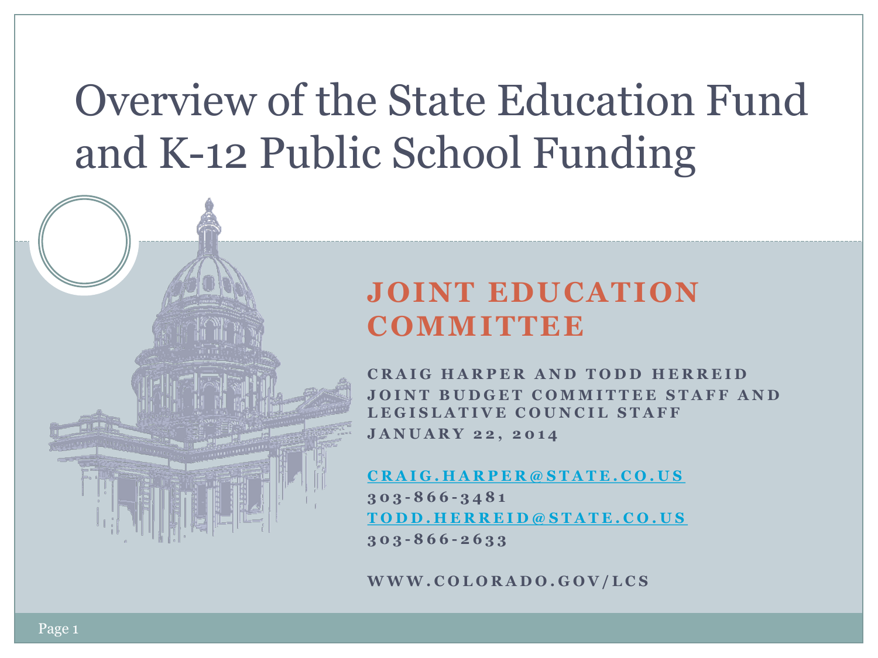# Overview of the State Education Fund and K-12 Public School Funding

## JOINT EDUCATION COMMITTEE

**CRAIG HARPER AND TODD HERREID**
**JOINT BUDGET COMMITTEE STAFF AND LEGISLATIVE COUNCIL STAFF**
**JANUARY 22, 2014**

**CRAIG.HARPER@STATE.CO.US**
**303-866-3481**
**TODD.HERREID@STATE.CO.US**
**303-866-2633**

**WWW.COLORADO.GOV/LCS**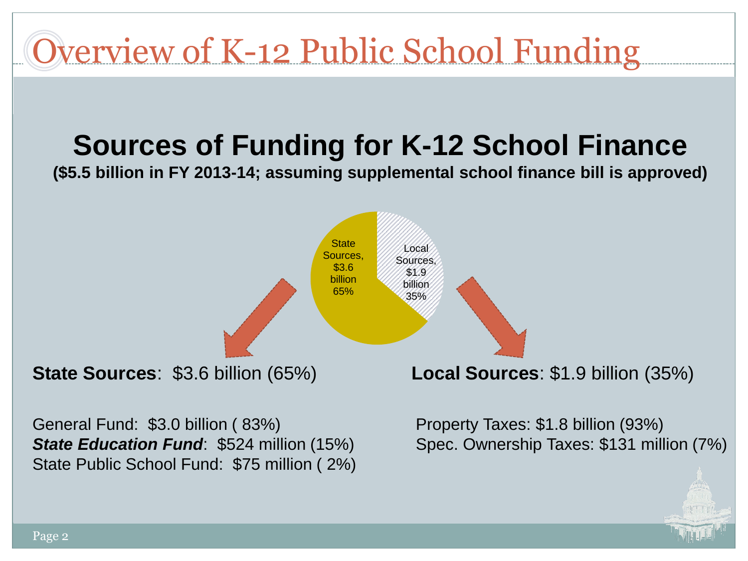# Overview of K-12 Public School Funding

## Sources of Funding for K-12 School Finance

**($5.5 billion in FY 2013-14; assuming supplemental school finance bill is approved)**

State Sources, $3.6 billion 65%

Local Sources, $1.9 billion 35%

**State Sources**: $3.6 billion (65%)

General Fund: $3.0 billion ( 83%)
***State Education Fund***: $524 million (15%)
State Public School Fund: $75 million ( 2%)

**Local Sources**: $1.9 billion (35%)

Property Taxes: $1.8 billion (93%)
Spec. Ownership Taxes: $131 million (7%)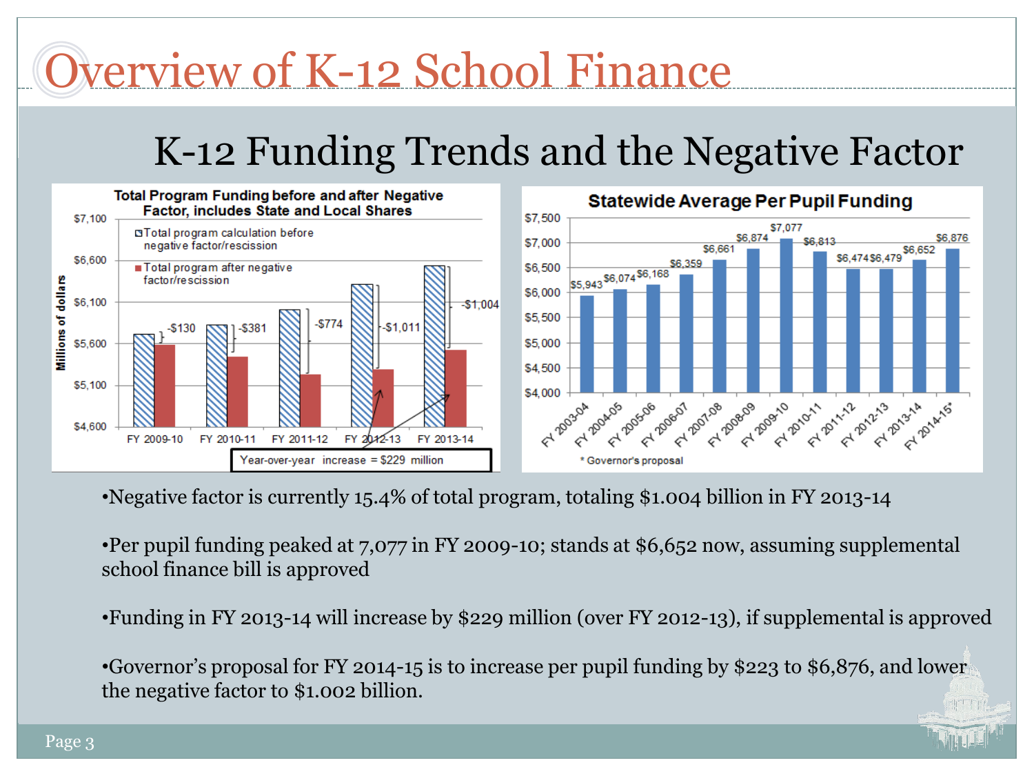# Overview of K-12 School Finance

## K-12 Funding Trends and the Negative Factor

**Total Program Funding before and after Negative Factor, includes State and Local Shares**

(Millions of dollars)

| | Total program calculation before negative factor/rescission | Total program after negative factor/rescission | Difference |
|---|---|---|---|
| FY 2009-10 | | | -$130 |
| FY 2010-11 | | | -$381 |
| FY 2011-12 | | | -$774 |
| FY 2012-13 | | | -$1,011 |
| FY 2013-14 | | | -$1,004 |

Year-over-year increase = $229 million

**Statewide Average Per Pupil Funding**

| Fiscal Year | Per Pupil Funding |
|---|---|
| FY 2003-04 | $5,943 |
| FY 2004-05 | $6,074 |
| FY 2005-06 | $6,168 |
| FY 2006-07 | $6,359 |
| FY 2007-08 | $6,661 |
| FY 2008-09 | $6,874 |
| FY 2009-10 | $7,077 |
| FY 2010-11 | $6,813 |
| FY 2011-12 | $6,474 |
| FY 2012-13 | $6,479 |
| FY 2013-14 | $6,652 |
| FY 2014-15* | $6,876 |

\* Governor's proposal

- Negative factor is currently 15.4% of total program, totaling $1.004 billion in FY 2013-14
- Per pupil funding peaked at 7,077 in FY 2009-10; stands at $6,652 now, assuming supplemental school finance bill is approved
- Funding in FY 2013-14 will increase by $229 million (over FY 2012-13), if supplemental is approved
- Governor's proposal for FY 2014-15 is to increase per pupil funding by $223 to $6,876, and lower the negative factor to $1.002 billion.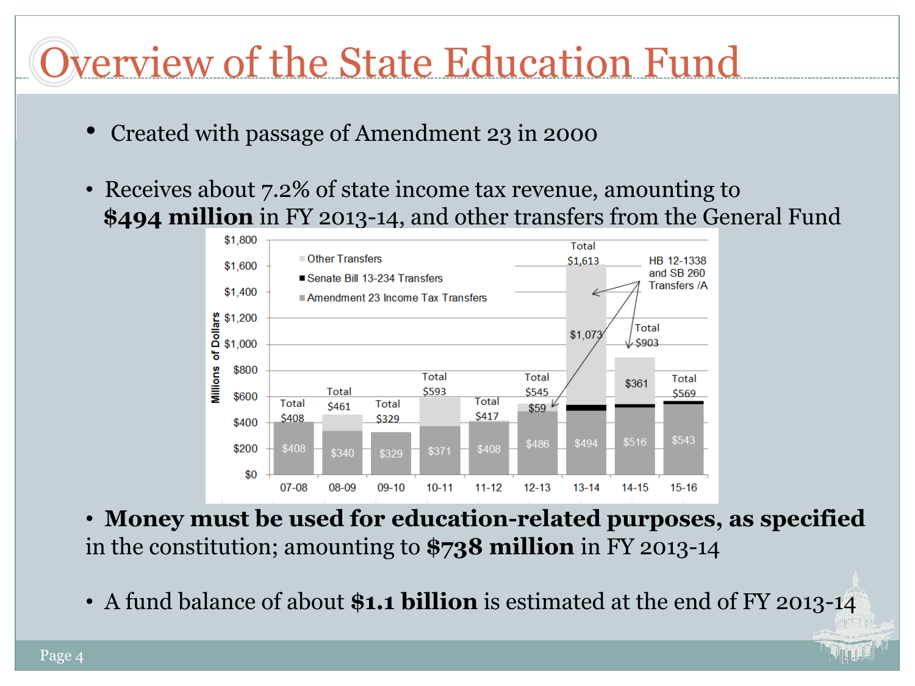# Overview of the State Education Fund

- Created with passage of Amendment 23 in 2000
- Receives about 7.2% of state income tax revenue, amounting to **$494 million** in FY 2013-14, and other transfers from the General Fund

| Fiscal Year | Amendment 23 Income Tax Transfers | Senate Bill 13-234 Transfers | Other Transfers | Total |
|---|---|---|---|---|
| 07-08 | $408 | | | $408 |
| 08-09 | $340 | | | $461 |
| 09-10 | $329 | | | $329 |
| 10-11 | $371 | | | $593 |
| 11-12 | $408 | | | $417 |
| 12-13 | $486 | | $59 | $545 |
| 13-14 | $494 | | $1,073 | $1,613 |
| 14-15 | $516 | | $361 | $903 |
| 15-16 | $543 | | | $569 |

(Millions of Dollars. HB 12-1338 and SB 260 Transfers /A indicated for 12-13, 13-14, and 14-15.)

- **Money must be used for education-related purposes, as specified** in the constitution; amounting to **$738 million** in FY 2013-14
- A fund balance of about **$1.1 billion** is estimated at the end of FY 2013-14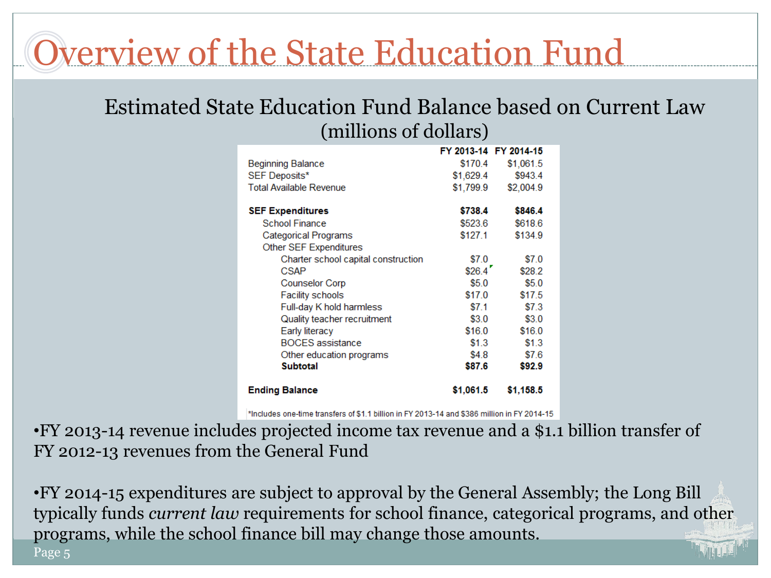# Overview of the State Education Fund

## Estimated State Education Fund Balance based on Current Law (millions of dollars)

| | FY 2013-14 | FY 2014-15 |
|---|---|---|
| Beginning Balance | $170.4 | $1,061.5 |
| SEF Deposits* | $1,629.4 | $943.4 |
| Total Available Revenue | $1,799.9 | $2,004.9 |
| | | |
| **SEF Expenditures** | **$738.4** | **$846.4** |
| School Finance | $523.6 | $618.6 |
| Categorical Programs | $127.1 | $134.9 |
| Other SEF Expenditures | | |
| Charter school capital construction | $7.0 | $7.0 |
| CSAP | $26.4 | $28.2 |
| Counselor Corp | $5.0 | $5.0 |
| Facility schools | $17.0 | $17.5 |
| Full-day K hold harmless | $7.1 | $7.3 |
| Quality teacher recruitment | $3.0 | $3.0 |
| Early literacy | $16.0 | $16.0 |
| BOCES assistance | $1.3 | $1.3 |
| Other education programs | $4.8 | $7.6 |
| **Subtotal** | **$87.6** | **$92.9** |
| | | |
| **Ending Balance** | **$1,061.5** | **$1,158.5** |

*Includes one-time transfers of $1.1 billion in FY 2013-14 and $386 million in FY 2014-15

- FY 2013-14 revenue includes projected income tax revenue and a $1.1 billion transfer of FY 2012-13 revenues from the General Fund

- FY 2014-15 expenditures are subject to approval by the General Assembly; the Long Bill typically funds *current law* requirements for school finance, categorical programs, and other programs, while the school finance bill may change those amounts.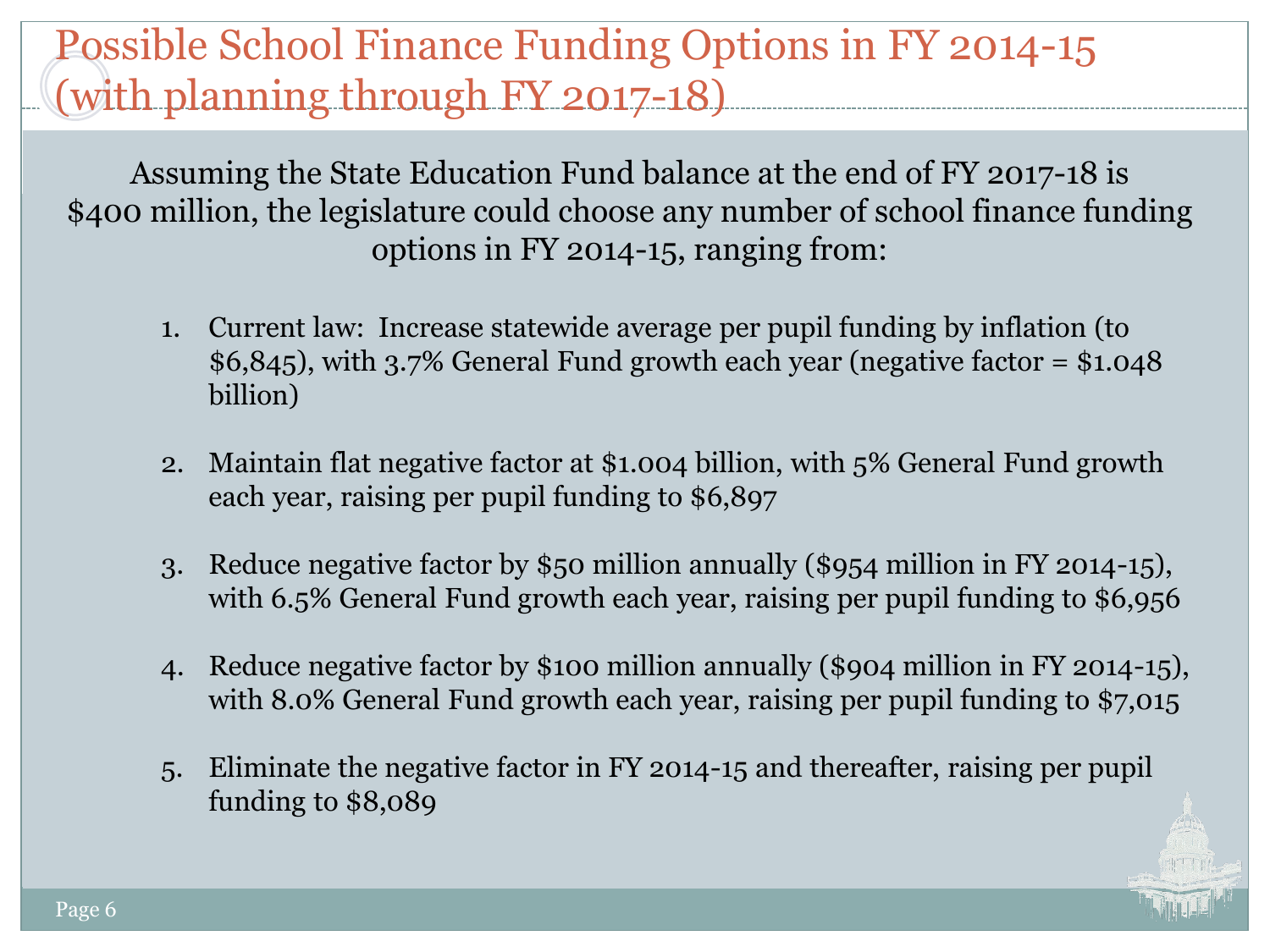# Possible School Finance Funding Options in FY 2014-15 (with planning through FY 2017-18)

Assuming the State Education Fund balance at the end of FY 2017-18 is $400 million, the legislature could choose any number of school finance funding options in FY 2014-15, ranging from:

1. Current law: Increase statewide average per pupil funding by inflation (to $6,845), with 3.7% General Fund growth each year (negative factor = $1.048 billion)
2. Maintain flat negative factor at $1.004 billion, with 5% General Fund growth each year, raising per pupil funding to $6,897
3. Reduce negative factor by $50 million annually ($954 million in FY 2014-15), with 6.5% General Fund growth each year, raising per pupil funding to $6,956
4. Reduce negative factor by $100 million annually ($904 million in FY 2014-15), with 8.0% General Fund growth each year, raising per pupil funding to $7,015
5. Eliminate the negative factor in FY 2014-15 and thereafter, raising per pupil funding to $8,089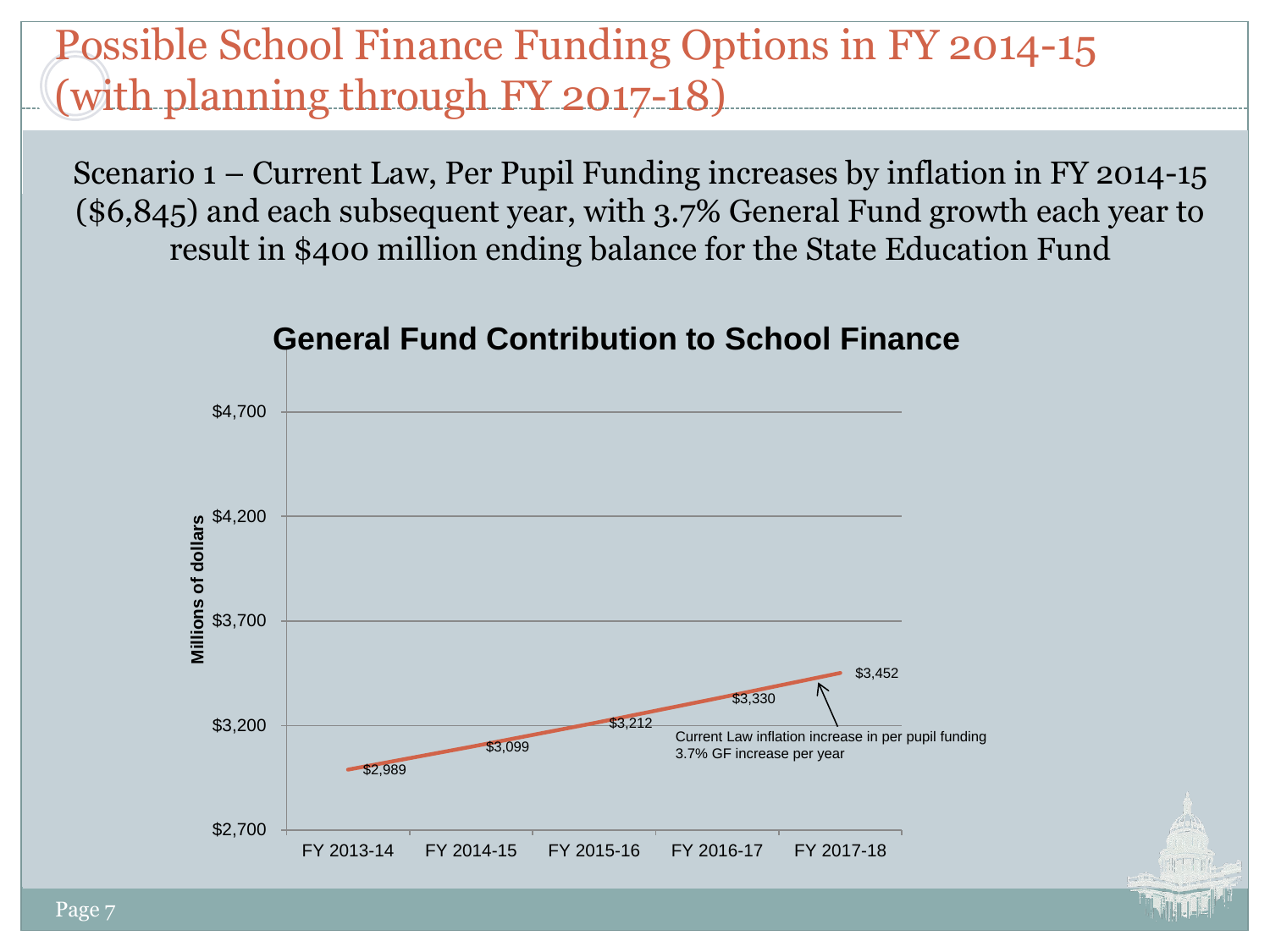# Possible School Finance Funding Options in FY 2014-15 (with planning through FY 2017-18)

Scenario 1 – Current Law, Per Pupil Funding increases by inflation in FY 2014-15 ($6,845) and each subsequent year, with 3.7% General Fund growth each year to result in $400 million ending balance for the State Education Fund

**General Fund Contribution to School Finance**

Millions of dollars

| Fiscal Year | General Fund Contribution |
|---|---|
| FY 2013-14 | $2,989 |
| FY 2014-15 | $3,099 |
| FY 2015-16 | $3,212 |
| FY 2016-17 | $3,330 |
| FY 2017-18 | $3,452 |

Current Law inflation increase in per pupil funding
3.7% GF increase per year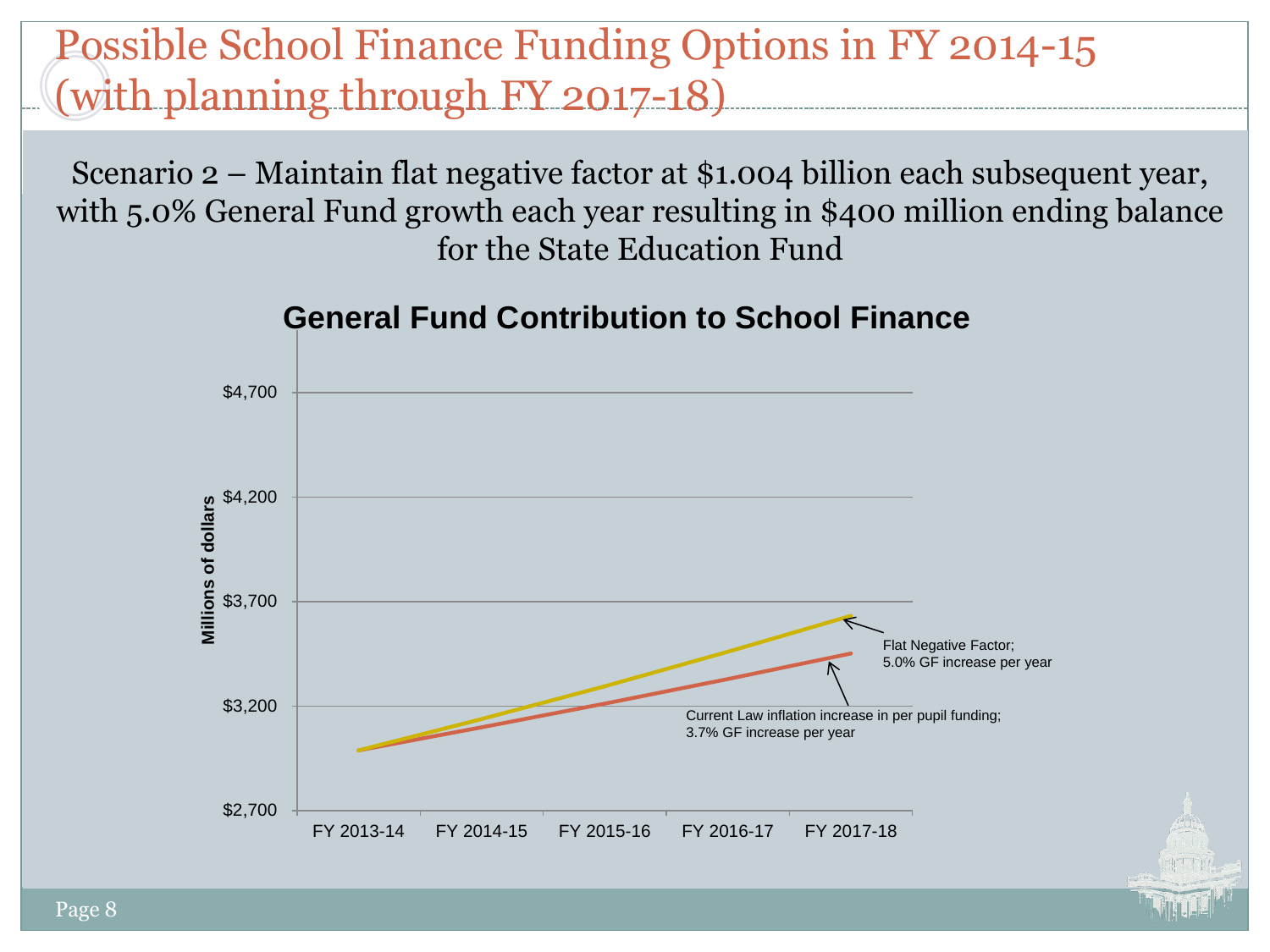# Possible School Finance Funding Options in FY 2014-15 (with planning through FY 2017-18)

Scenario 2 – Maintain flat negative factor at $1.004 billion each subsequent year, with 5.0% General Fund growth each year resulting in $400 million ending balance for the State Education Fund

**General Fund Contribution to School Finance**

Millions of dollars

$4,700

$4,200

$3,700

$3,200

$2,700

FY 2013-14 | FY 2014-15 | FY 2015-16 | FY 2016-17 | FY 2017-18

Flat Negative Factor; 5.0% GF increase per year

Current Law inflation increase in per pupil funding; 3.7% GF increase per year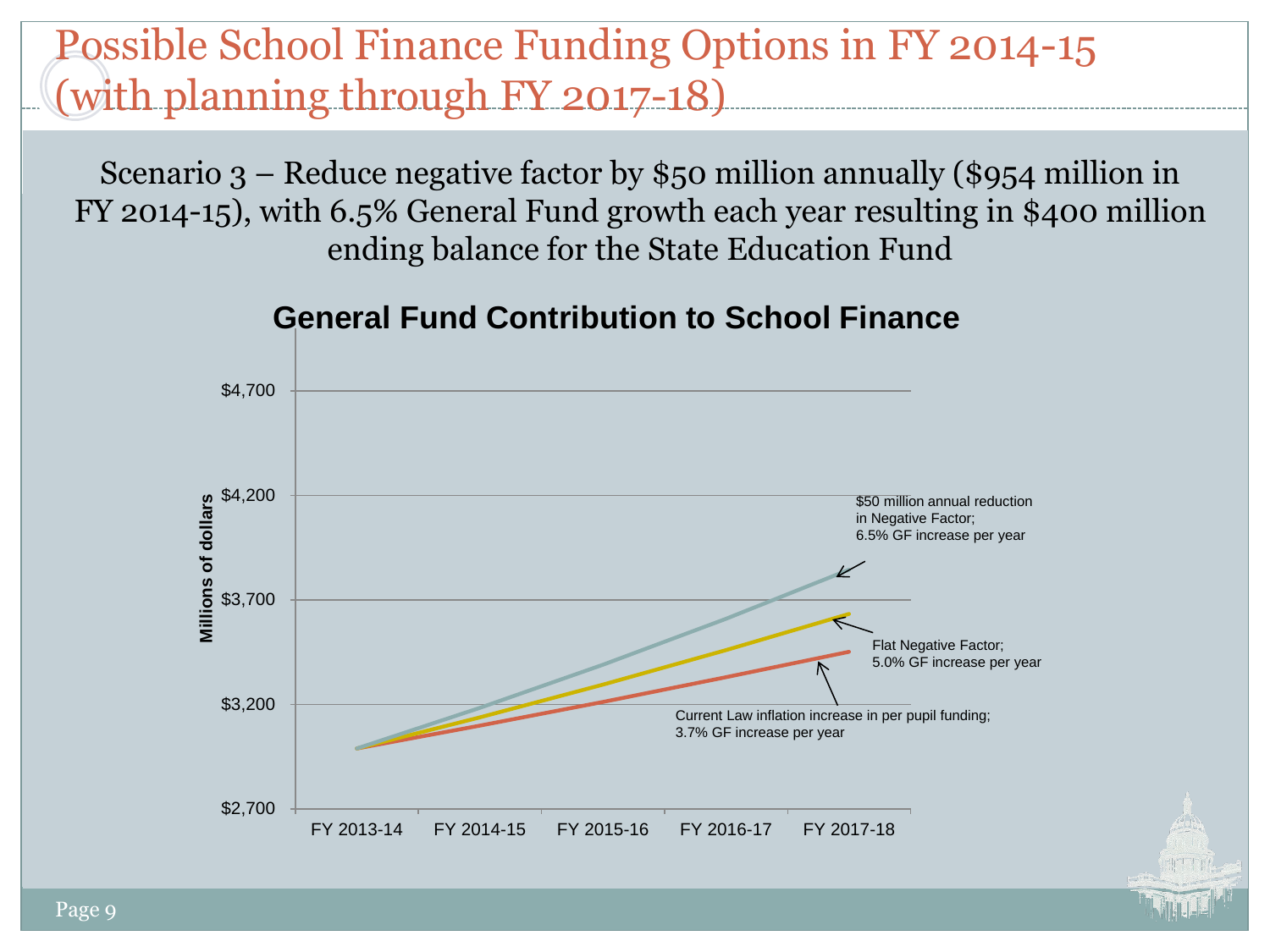# Possible School Finance Funding Options in FY 2014-15 (with planning through FY 2017-18)

Scenario 3 – Reduce negative factor by $50 million annually ($954 million in FY 2014-15), with 6.5% General Fund growth each year resulting in $400 million ending balance for the State Education Fund

**General Fund Contribution to School Finance**

Millions of dollars

$4,700
$4,200
$3,700
$3,200
$2,700

FY 2013-14 | FY 2014-15 | FY 2015-16 | FY 2016-17 | FY 2017-18

$50 million annual reduction in Negative Factor; 6.5% GF increase per year

Flat Negative Factor; 5.0% GF increase per year

Current Law inflation increase in per pupil funding; 3.7% GF increase per year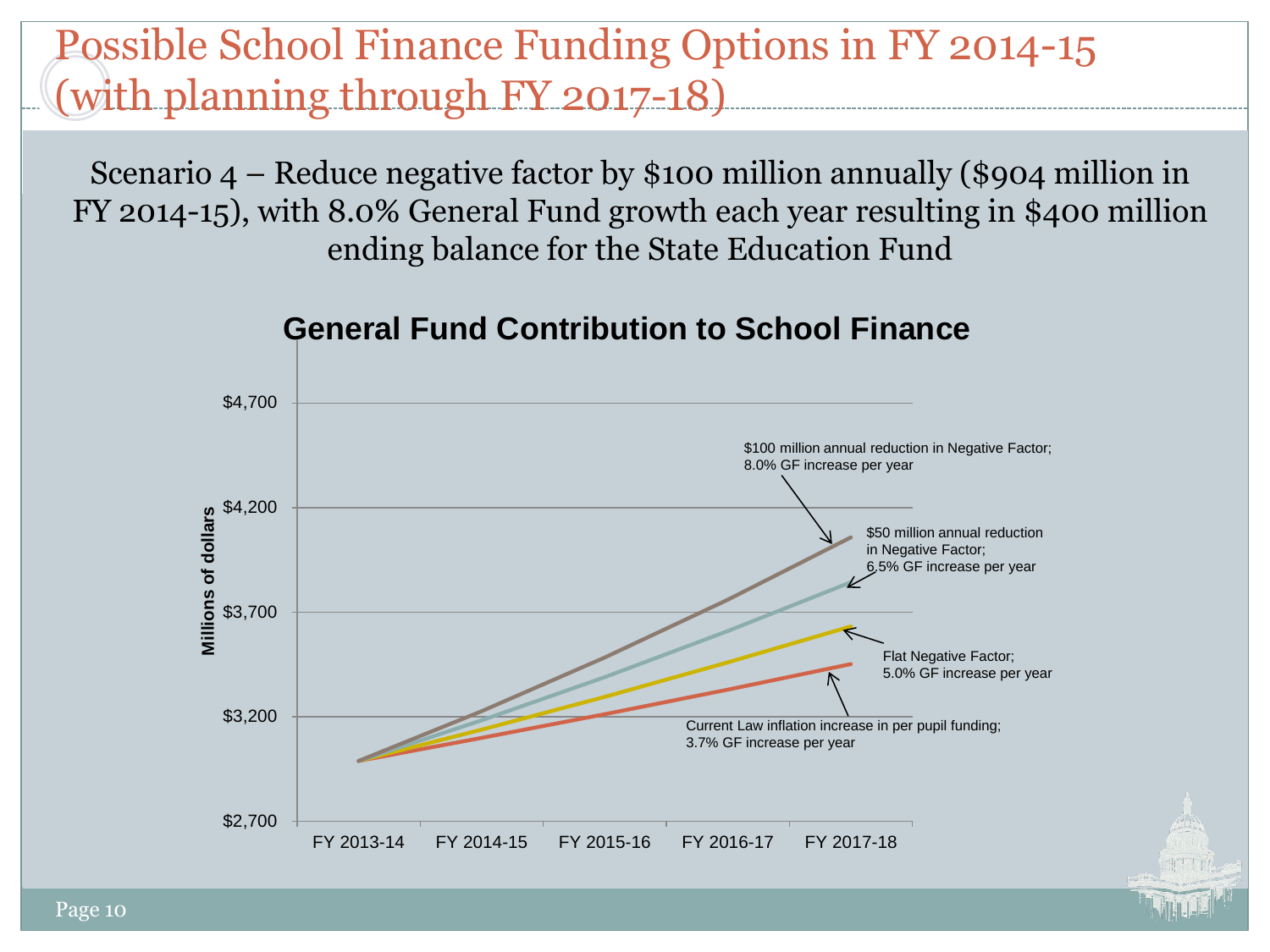# Possible School Finance Funding Options in FY 2014-15 (with planning through FY 2017-18)

Scenario 4 – Reduce negative factor by $100 million annually ($904 million in FY 2014-15), with 8.0% General Fund growth each year resulting in $400 million ending balance for the State Education Fund

**General Fund Contribution to School Finance**

Millions of dollars

$4,700

$4,200

$3,700

$3,200

$2,700

FY 2013-14 | FY 2014-15 | FY 2015-16 | FY 2016-17 | FY 2017-18

$100 million annual reduction in Negative Factor; 8.0% GF increase per year

$50 million annual reduction in Negative Factor; 6.5% GF increase per year

Flat Negative Factor; 5.0% GF increase per year

Current Law inflation increase in per pupil funding; 3.7% GF increase per year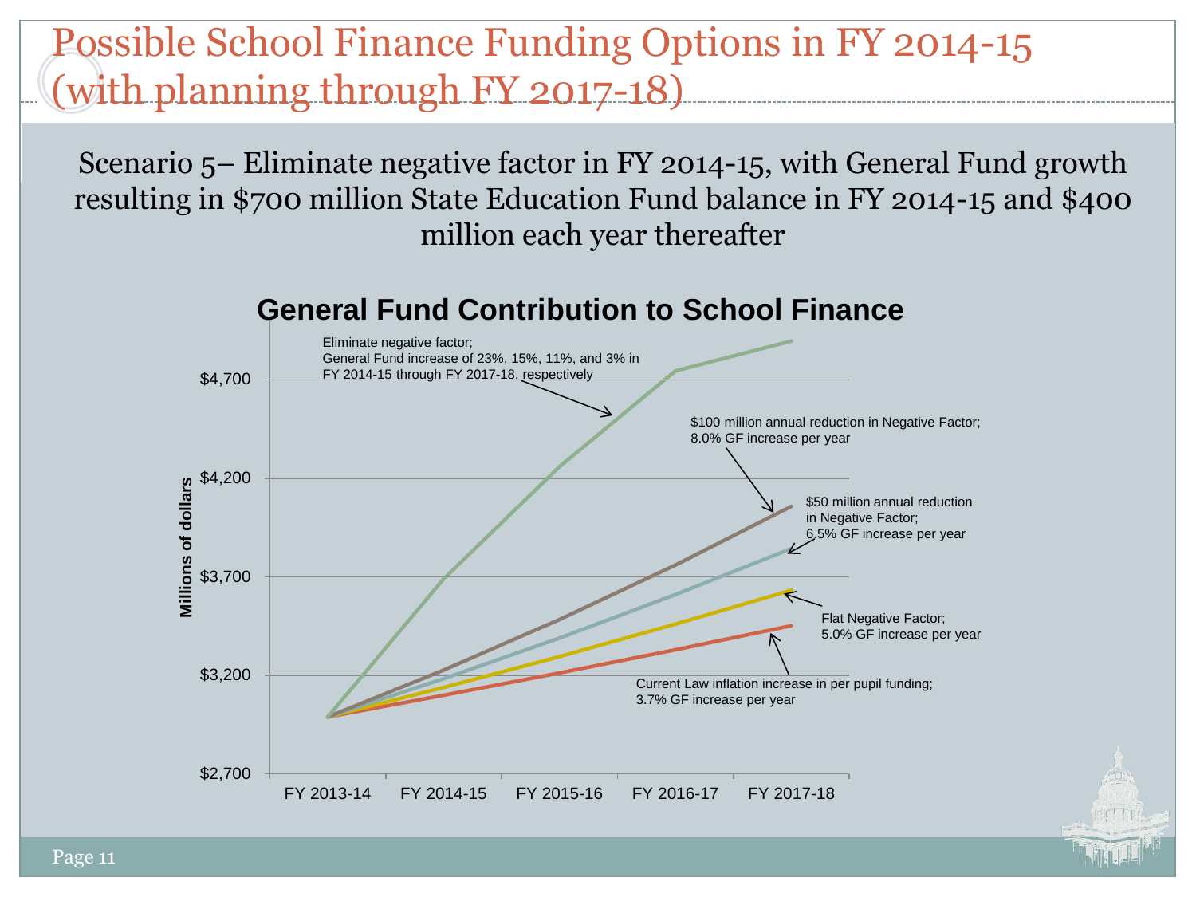# Possible School Finance Funding Options in FY 2014-15 (with planning through FY 2017-18)

Scenario 5– Eliminate negative factor in FY 2014-15, with General Fund growth resulting in $700 million State Education Fund balance in FY 2014-15 and $400 million each year thereafter

**General Fund Contribution to School Finance**

Millions of dollars

$4,700
$4,200
$3,700
$3,200
$2,700

FY 2013-14 | FY 2014-15 | FY 2015-16 | FY 2016-17 | FY 2017-18

Eliminate negative factor;
General Fund increase of 23%, 15%, 11%, and 3% in FY 2014-15 through FY 2017-18, respectively

$100 million annual reduction in Negative Factor;
8.0% GF increase per year

$50 million annual reduction in Negative Factor;
6.5% GF increase per year

Flat Negative Factor;
5.0% GF increase per year

Current Law inflation increase in per pupil funding;
3.7% GF increase per year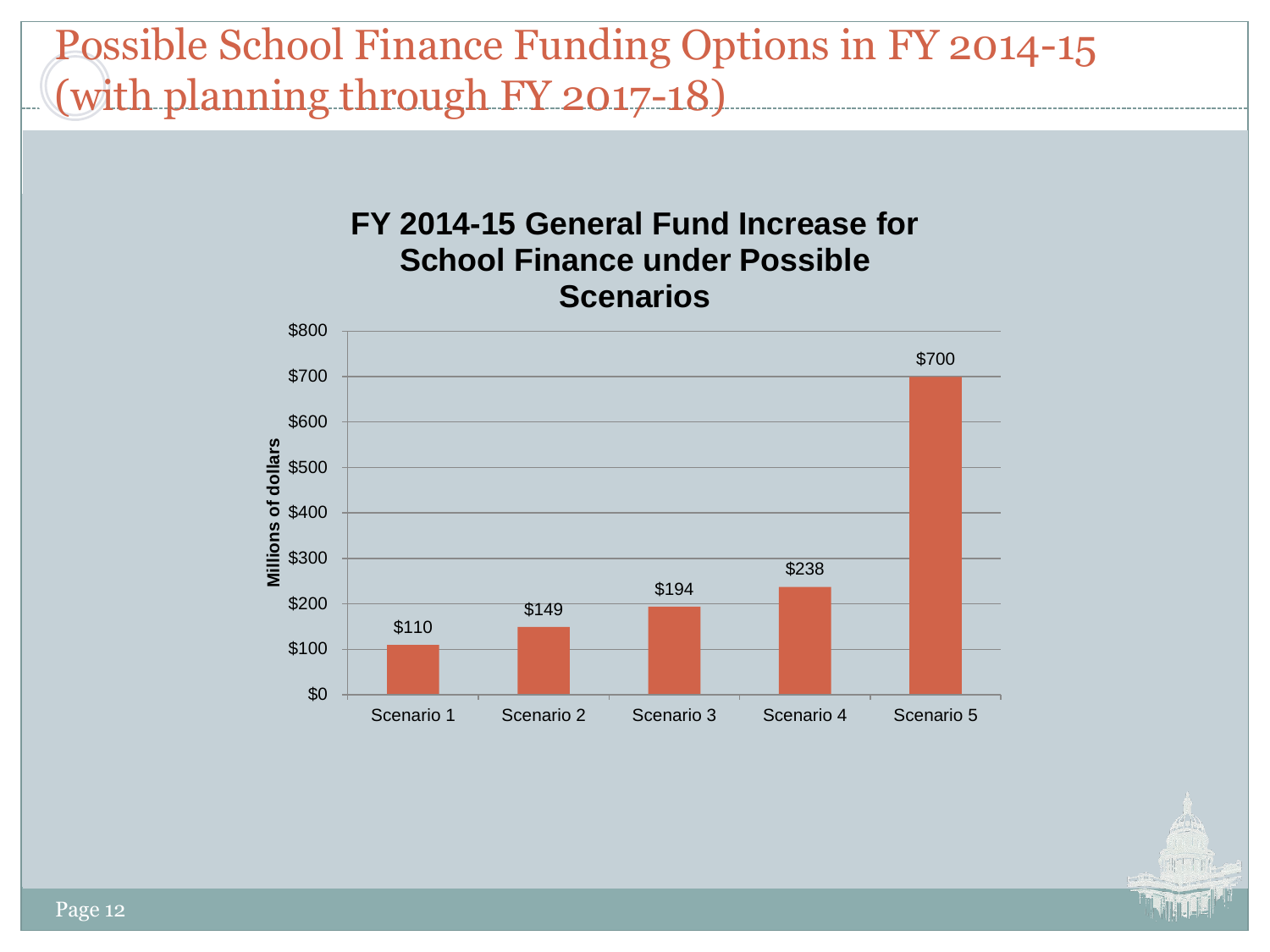# Possible School Finance Funding Options in FY 2014-15 (with planning through FY 2017-18)

**FY 2014-15 General Fund Increase for School Finance under Possible Scenarios**

Millions of dollars

$800
$700
$600
$500
$400
$300
$200
$100
$0

$110
$149
$194
$238
$700

Scenario 1
Scenario 2
Scenario 3
Scenario 4
Scenario 5